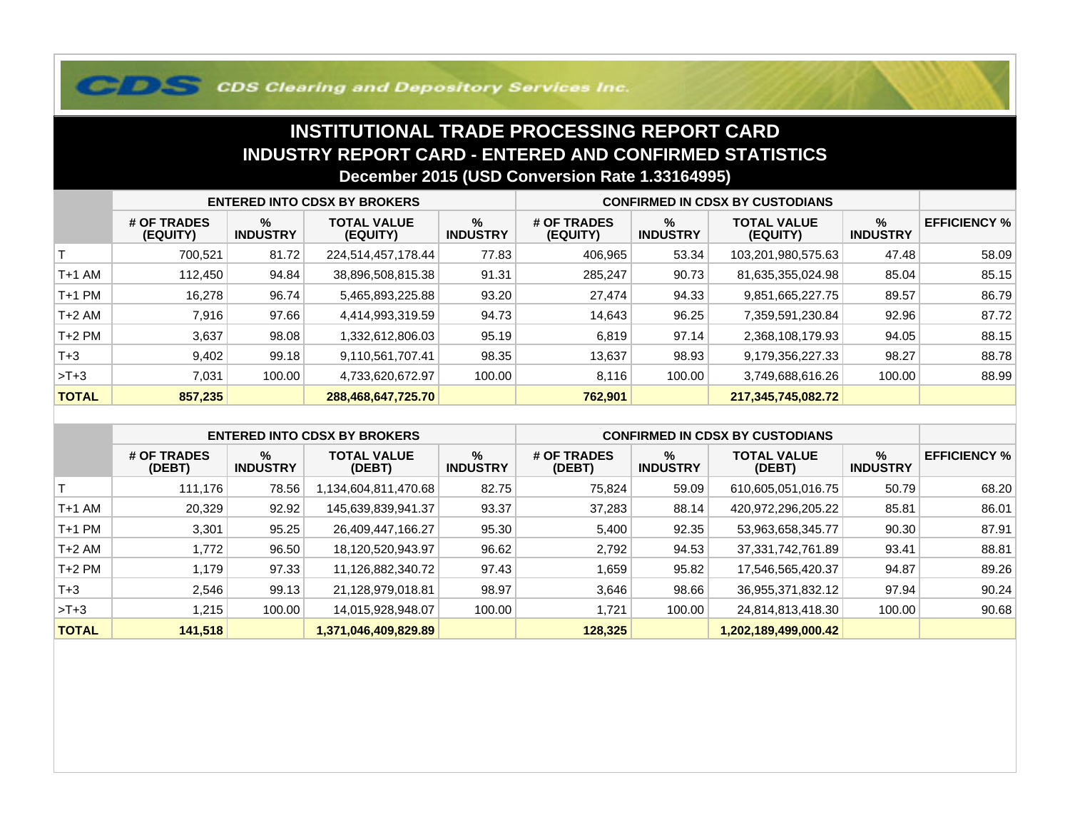CDS Clearing and Depository Services Inc.

# INSTITUTIONAL TRADE PROCESSING REPORT CARD

## INDUSTRY REPORT CARD - ENTERED AND CONFIRMED STATISTICS

### December 2015 (USD Conversion Rate 1.33164995)

| | ENTERED INTO CDSX BY BROKERS | | | | CONFIRMED IN CDSX BY CUSTODIANS | | | | |
|---|---|---|---|---|---|---|---|---|---|
| | # OF TRADES (EQUITY) | % INDUSTRY | TOTAL VALUE (EQUITY) | % INDUSTRY | # OF TRADES (EQUITY) | % INDUSTRY | TOTAL VALUE (EQUITY) | % INDUSTRY | EFFICIENCY % |
| T | 700,521 | 81.72 | 224,514,457,178.44 | 77.83 | 406,965 | 53.34 | 103,201,980,575.63 | 47.48 | 58.09 |
| T+1 AM | 112,450 | 94.84 | 38,896,508,815.38 | 91.31 | 285,247 | 90.73 | 81,635,355,024.98 | 85.04 | 85.15 |
| T+1 PM | 16,278 | 96.74 | 5,465,893,225.88 | 93.20 | 27,474 | 94.33 | 9,851,665,227.75 | 89.57 | 86.79 |
| T+2 AM | 7,916 | 97.66 | 4,414,993,319.59 | 94.73 | 14,643 | 96.25 | 7,359,591,230.84 | 92.96 | 87.72 |
| T+2 PM | 3,637 | 98.08 | 1,332,612,806.03 | 95.19 | 6,819 | 97.14 | 2,368,108,179.93 | 94.05 | 88.15 |
| T+3 | 9,402 | 99.18 | 9,110,561,707.41 | 98.35 | 13,637 | 98.93 | 9,179,356,227.33 | 98.27 | 88.78 |
| >T+3 | 7,031 | 100.00 | 4,733,620,672.97 | 100.00 | 8,116 | 100.00 | 3,749,688,616.26 | 100.00 | 88.99 |
| **TOTAL** | **857,235** | | **288,468,647,725.70** | | **762,901** | | **217,345,745,082.72** | | |

| | ENTERED INTO CDSX BY BROKERS | | | | CONFIRMED IN CDSX BY CUSTODIANS | | | | |
|---|---|---|---|---|---|---|---|---|---|
| | # OF TRADES (DEBT) | % INDUSTRY | TOTAL VALUE (DEBT) | % INDUSTRY | # OF TRADES (DEBT) | % INDUSTRY | TOTAL VALUE (DEBT) | % INDUSTRY | EFFICIENCY % |
| T | 111,176 | 78.56 | 1,134,604,811,470.68 | 82.75 | 75,824 | 59.09 | 610,605,051,016.75 | 50.79 | 68.20 |
| T+1 AM | 20,329 | 92.92 | 145,639,839,941.37 | 93.37 | 37,283 | 88.14 | 420,972,296,205.22 | 85.81 | 86.01 |
| T+1 PM | 3,301 | 95.25 | 26,409,447,166.27 | 95.30 | 5,400 | 92.35 | 53,963,658,345.77 | 90.30 | 87.91 |
| T+2 AM | 1,772 | 96.50 | 18,120,520,943.97 | 96.62 | 2,792 | 94.53 | 37,331,742,761.89 | 93.41 | 88.81 |
| T+2 PM | 1,179 | 97.33 | 11,126,882,340.72 | 97.43 | 1,659 | 95.82 | 17,546,565,420.37 | 94.87 | 89.26 |
| T+3 | 2,546 | 99.13 | 21,128,979,018.81 | 98.97 | 3,646 | 98.66 | 36,955,371,832.12 | 97.94 | 90.24 |
| >T+3 | 1,215 | 100.00 | 14,015,928,948.07 | 100.00 | 1,721 | 100.00 | 24,814,813,418.30 | 100.00 | 90.68 |
| **TOTAL** | **141,518** | | **1,371,046,409,829.89** | | **128,325** | | **1,202,189,499,000.42** | | |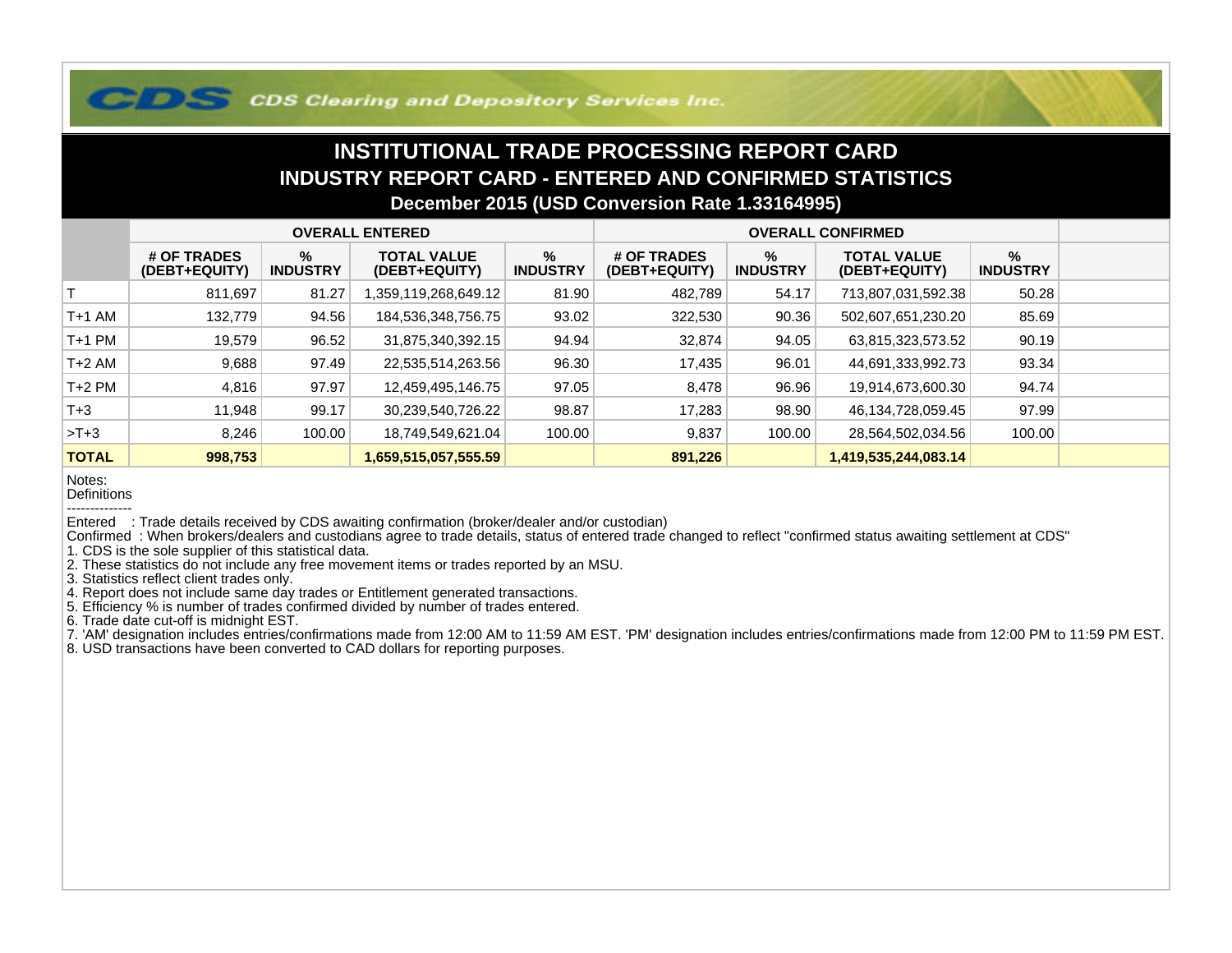CDS Clearing and Depository Services Inc.

# INSTITUTIONAL TRADE PROCESSING REPORT CARD

## INDUSTRY REPORT CARD - ENTERED AND CONFIRMED STATISTICS

### December 2015 (USD Conversion Rate 1.33164995)

| | OVERALL ENTERED | | | | OVERALL CONFIRMED | | | | |
|---|---|---|---|---|---|---|---|---|---|
| | # OF TRADES (DEBT+EQUITY) | % INDUSTRY | TOTAL VALUE (DEBT+EQUITY) | % INDUSTRY | # OF TRADES (DEBT+EQUITY) | % INDUSTRY | TOTAL VALUE (DEBT+EQUITY) | % INDUSTRY | |
| T | 811,697 | 81.27 | 1,359,119,268,649.12 | 81.90 | 482,789 | 54.17 | 713,807,031,592.38 | 50.28 | |
| T+1 AM | 132,779 | 94.56 | 184,536,348,756.75 | 93.02 | 322,530 | 90.36 | 502,607,651,230.20 | 85.69 | |
| T+1 PM | 19,579 | 96.52 | 31,875,340,392.15 | 94.94 | 32,874 | 94.05 | 63,815,323,573.52 | 90.19 | |
| T+2 AM | 9,688 | 97.49 | 22,535,514,263.56 | 96.30 | 17,435 | 96.01 | 44,691,333,992.73 | 93.34 | |
| T+2 PM | 4,816 | 97.97 | 12,459,495,146.75 | 97.05 | 8,478 | 96.96 | 19,914,673,600.30 | 94.74 | |
| T+3 | 11,948 | 99.17 | 30,239,540,726.22 | 98.87 | 17,283 | 98.90 | 46,134,728,059.45 | 97.99 | |
| >T+3 | 8,246 | 100.00 | 18,749,549,621.04 | 100.00 | 9,837 | 100.00 | 28,564,502,034.56 | 100.00 | |
| **TOTAL** | **998,753** | | **1,659,515,057,555.59** | | **891,226** | | **1,419,535,244,083.14** | | |

Notes:
Definitions
--------------
Entered : Trade details received by CDS awaiting confirmation (broker/dealer and/or custodian)
Confirmed : When brokers/dealers and custodians agree to trade details, status of entered trade changed to reflect "confirmed status awaiting settlement at CDS"
1. CDS is the sole supplier of this statistical data.
2. These statistics do not include any free movement items or trades reported by an MSU.
3. Statistics reflect client trades only.
4. Report does not include same day trades or Entitlement generated transactions.
5. Efficiency % is number of trades confirmed divided by number of trades entered.
6. Trade date cut-off is midnight EST.
7. 'AM' designation includes entries/confirmations made from 12:00 AM to 11:59 AM EST. 'PM' designation includes entries/confirmations made from 12:00 PM to 11:59 PM EST.
8. USD transactions have been converted to CAD dollars for reporting purposes.